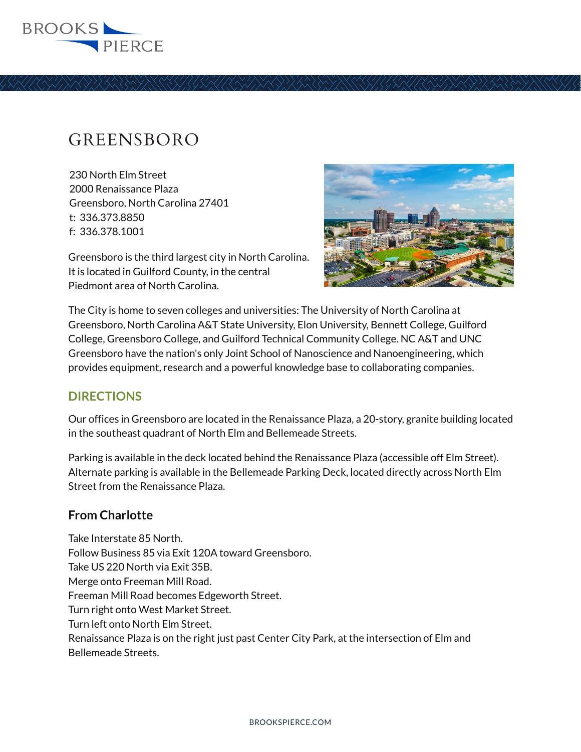# GREENSBORO

230 North Elm Street
2000 Renaissance Plaza
Greensboro, North Carolina 27401
t: 336.373.8850
f: 336.378.1001

Greensboro is the third largest city in North Carolina. It is located in Guilford County, in the central Piedmont area of North Carolina.

The City is home to seven colleges and universities: The University of North Carolina at Greensboro, North Carolina A&T State University, Elon University, Bennett College, Guilford College, Greensboro College, and Guilford Technical Community College. NC A&T and UNC Greensboro have the nation's only Joint School of Nanoscience and Nanoengineering, which provides equipment, research and a powerful knowledge base to collaborating companies.

## DIRECTIONS

Our offices in Greensboro are located in the Renaissance Plaza, a 20-story, granite building located in the southeast quadrant of North Elm and Bellemeade Streets.

Parking is available in the deck located behind the Renaissance Plaza (accessible off Elm Street). Alternate parking is available in the Bellemeade Parking Deck, located directly across North Elm Street from the Renaissance Plaza.

### From Charlotte

Take Interstate 85 North.
Follow Business 85 via Exit 120A toward Greensboro.
Take US 220 North via Exit 35B.
Merge onto Freeman Mill Road.
Freeman Mill Road becomes Edgeworth Street.
Turn right onto West Market Street.
Turn left onto North Elm Street.
Renaissance Plaza is on the right just past Center City Park, at the intersection of Elm and Bellemeade Streets.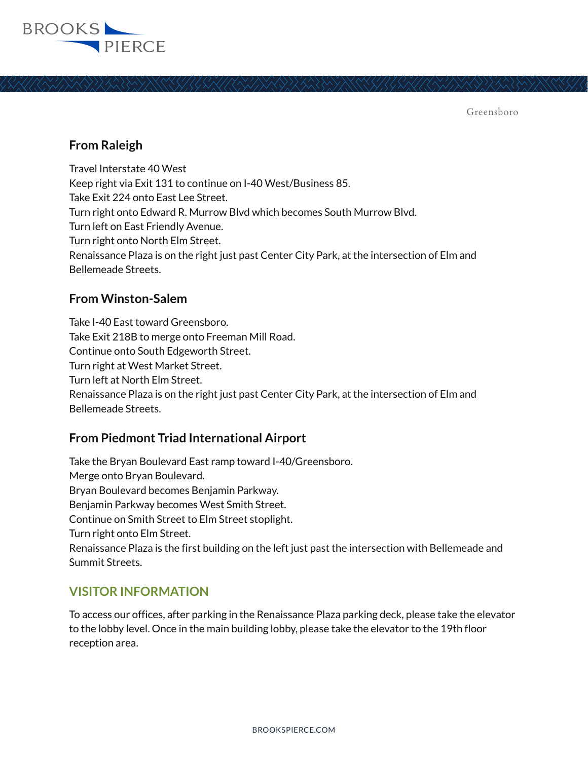Greensboro

## From Raleigh

Travel Interstate 40 West
Keep right via Exit 131 to continue on I-40 West/Business 85.
Take Exit 224 onto East Lee Street.
Turn right onto Edward R. Murrow Blvd which becomes South Murrow Blvd.
Turn left on East Friendly Avenue.
Turn right onto North Elm Street.
Renaissance Plaza is on the right just past Center City Park, at the intersection of Elm and Bellemeade Streets.

## From Winston-Salem

Take I-40 East toward Greensboro.
Take Exit 218B to merge onto Freeman Mill Road.
Continue onto South Edgeworth Street.
Turn right at West Market Street.
Turn left at North Elm Street.
Renaissance Plaza is on the right just past Center City Park, at the intersection of Elm and Bellemeade Streets.

## From Piedmont Triad International Airport

Take the Bryan Boulevard East ramp toward I-40/Greensboro.
Merge onto Bryan Boulevard.
Bryan Boulevard becomes Benjamin Parkway.
Benjamin Parkway becomes West Smith Street.
Continue on Smith Street to Elm Street stoplight.
Turn right onto Elm Street.
Renaissance Plaza is the first building on the left just past the intersection with Bellemeade and Summit Streets.

## VISITOR INFORMATION

To access our offices, after parking in the Renaissance Plaza parking deck, please take the elevator to the lobby level. Once in the main building lobby, please take the elevator to the 19th floor reception area.